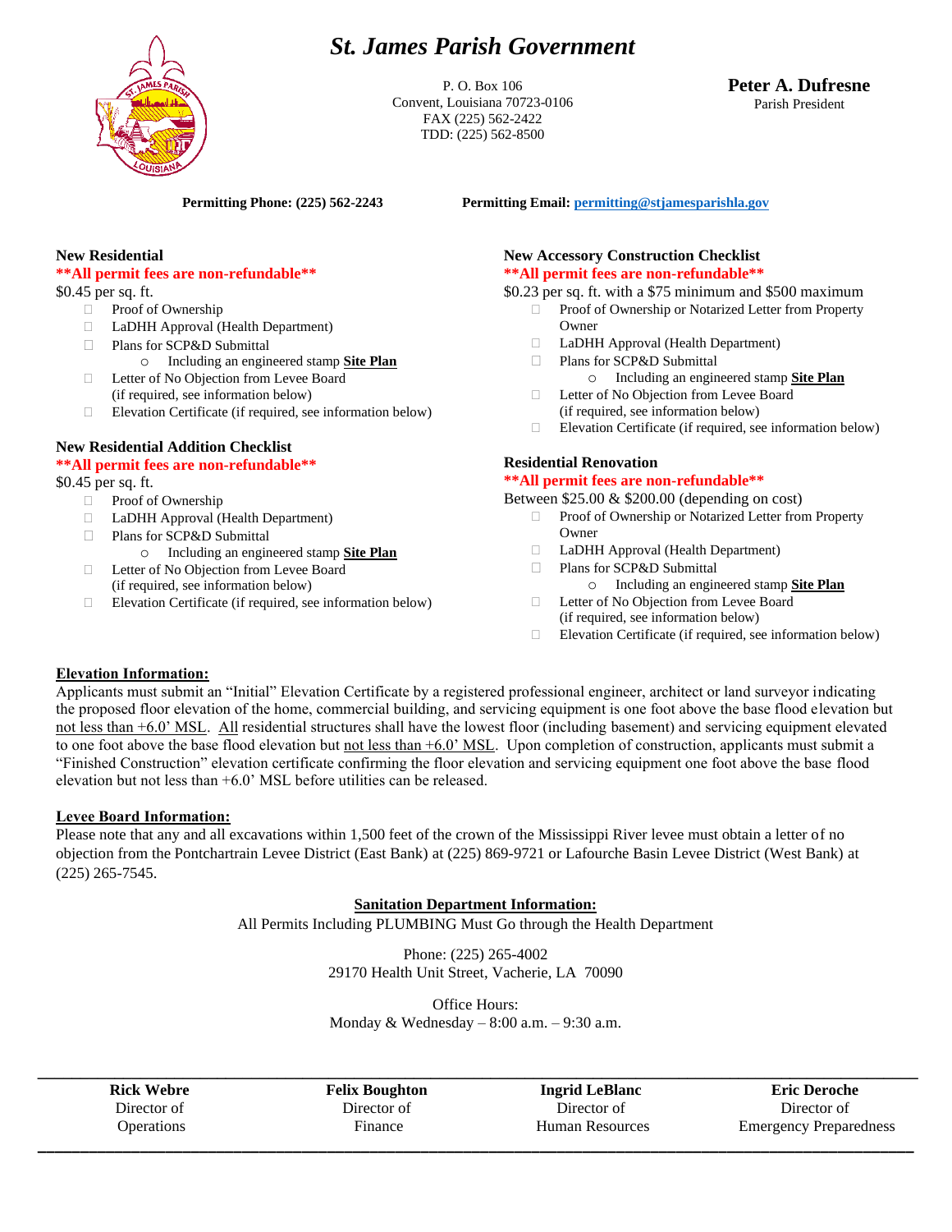# St. James Parish Government

P. O. Box 106
Convent, Louisiana 70723-0106
FAX (225) 562-2422
TDD: (225) 562-8500

**Peter A. Dufresne**
Parish President

**Permitting Phone: (225) 562-2243** **Permitting Email: [permitting@stjamesparishla.gov](mailto:permitting@stjamesparishla.gov)**

### New Residential

**\*\*All permit fees are non-refundable\*\***

$0.45 per sq. ft.

- ☐ Proof of Ownership
- ☐ LaDHH Approval (Health Department)
- ☐ Plans for SCP&D Submittal
  - Including an engineered stamp **Site Plan**
- ☐ Letter of No Objection from Levee Board (if required, see information below)
- ☐ Elevation Certificate (if required, see information below)

### New Residential Addition Checklist

**\*\*All permit fees are non-refundable\*\***

$0.45 per sq. ft.

- ☐ Proof of Ownership
- ☐ LaDHH Approval (Health Department)
- ☐ Plans for SCP&D Submittal
  - Including an engineered stamp **Site Plan**
- ☐ Letter of No Objection from Levee Board (if required, see information below)
- ☐ Elevation Certificate (if required, see information below)

### New Accessory Construction Checklist

**\*\*All permit fees are non-refundable\*\***

$0.23 per sq. ft. with a $75 minimum and $500 maximum

- ☐ Proof of Ownership or Notarized Letter from Property Owner
- ☐ LaDHH Approval (Health Department)
- ☐ Plans for SCP&D Submittal
  - Including an engineered stamp **Site Plan**
- ☐ Letter of No Objection from Levee Board (if required, see information below)
- ☐ Elevation Certificate (if required, see information below)

### Residential Renovation

**\*\*All permit fees are non-refundable\*\***

Between $25.00 & $200.00 (depending on cost)

- ☐ Proof of Ownership or Notarized Letter from Property Owner
- ☐ LaDHH Approval (Health Department)
- ☐ Plans for SCP&D Submittal
  - Including an engineered stamp **Site Plan**
- ☐ Letter of No Objection from Levee Board (if required, see information below)
- ☐ Elevation Certificate (if required, see information below)

### Elevation Information:

Applicants must submit an "Initial" Elevation Certificate by a registered professional engineer, architect or land surveyor indicating the proposed floor elevation of the home, commercial building, and servicing equipment is one foot above the base flood elevation but not less than +6.0' MSL. All residential structures shall have the lowest floor (including basement) and servicing equipment elevated to one foot above the base flood elevation but not less than +6.0' MSL. Upon completion of construction, applicants must submit a "Finished Construction" elevation certificate confirming the floor elevation and servicing equipment one foot above the base flood elevation but not less than +6.0' MSL before utilities can be released.

### Levee Board Information:

Please note that any and all excavations within 1,500 feet of the crown of the Mississippi River levee must obtain a letter of no objection from the Pontchartrain Levee District (East Bank) at (225) 869-9721 or Lafourche Basin Levee District (West Bank) at (225) 265-7545.

### Sanitation Department Information:

All Permits Including PLUMBING Must Go through the Health Department

Phone: (225) 265-4002
29170 Health Unit Street, Vacherie, LA 70090

Office Hours:
Monday & Wednesday – 8:00 a.m. – 9:30 a.m.

---

| **Rick Webre** | **Felix Boughton** | **Ingrid LeBlanc** | **Eric Deroche** |
|---|---|---|---|
| Director of Operations | Director of Finance | Director of Human Resources | Director of Emergency Preparedness |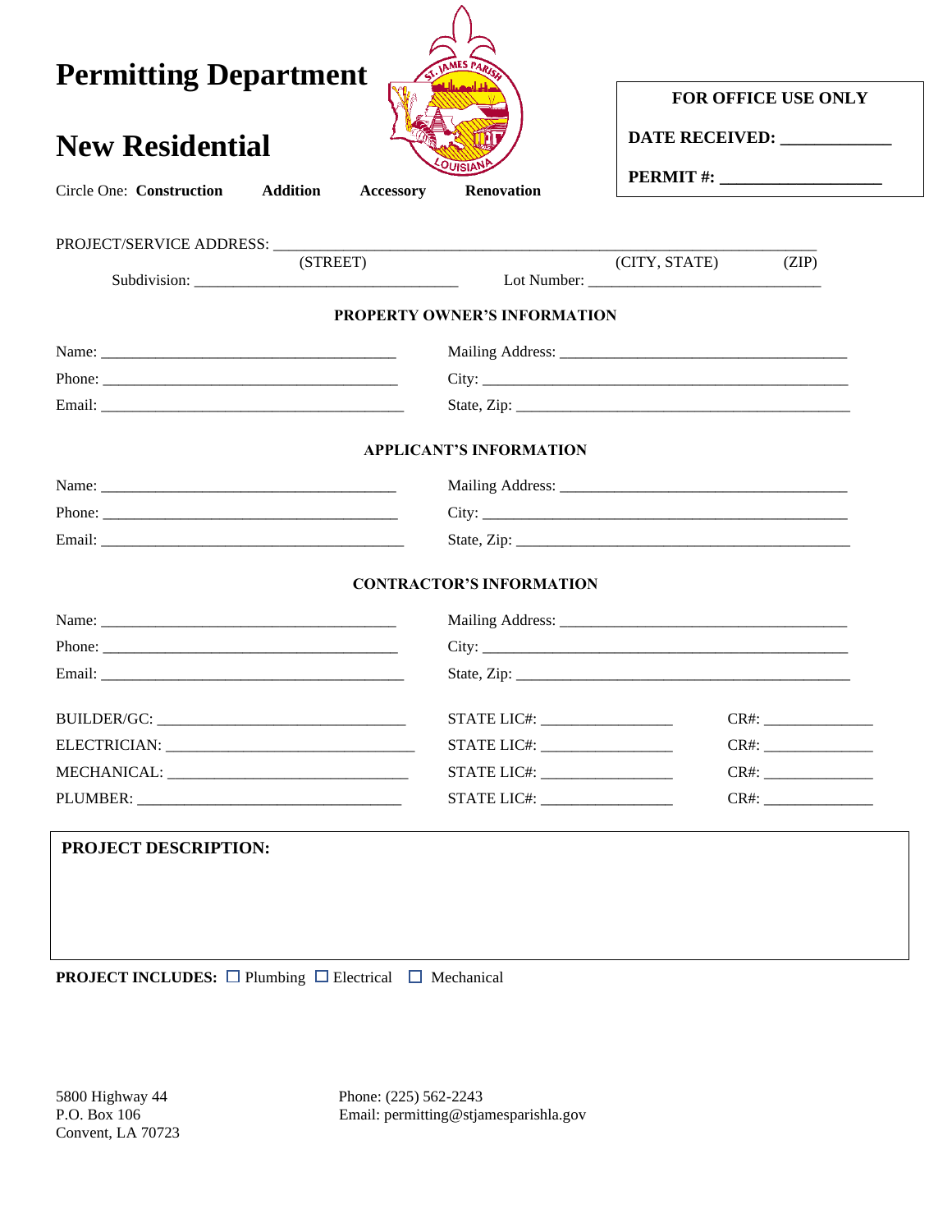# Permitting Department

## New Residential

Circle One: **Construction** **Addition** **Accessory** **Renovation**

**FOR OFFICE USE ONLY**

**DATE RECEIVED: ____________**

**PERMIT #: __________________**

PROJECT/SERVICE ADDRESS: ______________________________________________________________________
(STREET) (CITY, STATE) (ZIP)

Subdivision: ______________________________ Lot Number: ___________________________

**PROPERTY OWNER'S INFORMATION**

Name: __________________________________ Mailing Address: ________________________________

Phone: __________________________________ City: ____________________________________________

Email: __________________________________ State, Zip: _______________________________________

**APPLICANT'S INFORMATION**

Name: __________________________________ Mailing Address: ________________________________

Phone: __________________________________ City: ____________________________________________

Email: __________________________________ State, Zip: _______________________________________

**CONTRACTOR'S INFORMATION**

Name: __________________________________ Mailing Address: ________________________________

Phone: __________________________________ City: ____________________________________________

Email: __________________________________ State, Zip: _______________________________________

BUILDER/GC: ____________________________ STATE LIC#: _______________ CR#: _____________

ELECTRICIAN: ___________________________ STATE LIC#: _______________ CR#: _____________

MECHANICAL: ___________________________ STATE LIC#: _______________ CR#: _____________

PLUMBER: ______________________________ STATE LIC#: _______________ CR#: _____________

**PROJECT DESCRIPTION:**

**PROJECT INCLUDES:** ☐ Plumbing ☐ Electrical ☐ Mechanical

5800 Highway 44
P.O. Box 106
Convent, LA 70723

Phone: (225) 562-2243
Email: permitting@stjamesparishla.gov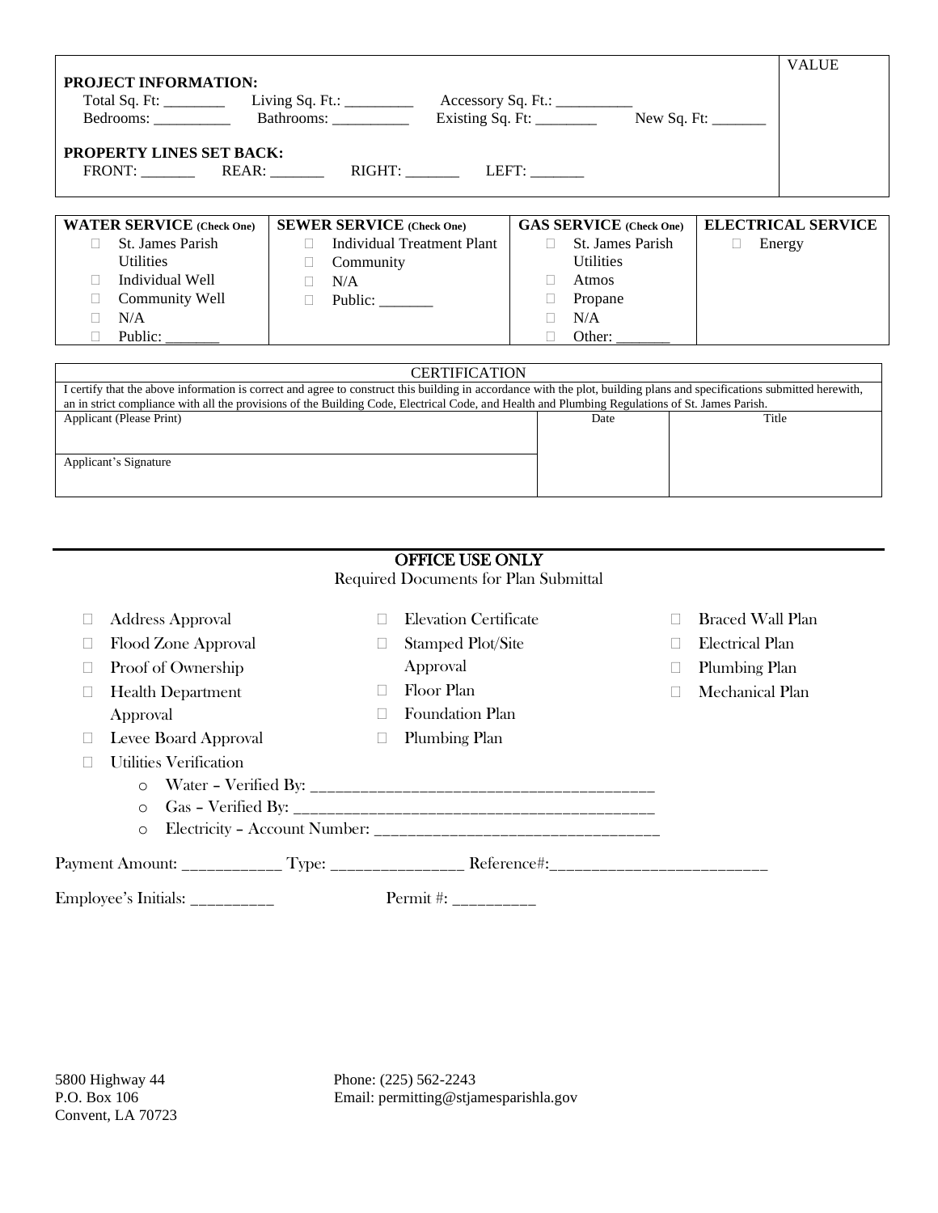| | |
|---|---|
| **PROJECT INFORMATION:**<br>Total Sq. Ft: ________ Living Sq. Ft.: _________ Accessory Sq. Ft.: __________<br>Bedrooms: __________ Bathrooms: __________ Existing Sq. Ft: ________ New Sq. Ft: _______<br><br>**PROPERTY LINES SET BACK:**<br>FRONT: _______ REAR: _______ RIGHT: _______ LEFT: _______ | VALUE |

| **WATER SERVICE** (Check One) | **SEWER SERVICE** (Check One) | **GAS SERVICE** (Check One) | **ELECTRICAL SERVICE** |
|---|---|---|---|
| ☐ St. James Parish Utilities | ☐ Individual Treatment Plant | ☐ St. James Parish Utilities | ☐ Energy |
| ☐ Individual Well | ☐ Community | ☐ Atmos | |
| ☐ Community Well | ☐ N/A | ☐ Propane | |
| ☐ N/A | ☐ Public: _______ | ☐ N/A | |
| ☐ Public: _______ | | ☐ Other: _______ | |

| CERTIFICATION | | |
|---|---|---|
| I certify that the above information is correct and agree to construct this building in accordance with the plot, building plans and specifications submitted herewith, an in strict compliance with all the provisions of the Building Code, Electrical Code, and Health and Plumbing Regulations of St. James Parish. | | |
| Applicant (Please Print) | Date | Title |
| Applicant's Signature | | |

## OFFICE USE ONLY

Required Documents for Plan Submittal

- ☐ Address Approval
- ☐ Flood Zone Approval
- ☐ Proof of Ownership
- ☐ Health Department Approval
- ☐ Levee Board Approval
- ☐ Utilities Verification
  - Water – Verified By: ________________________________________
  - Gas – Verified By: __________________________________________
  - Electricity – Account Number: _________________________________
- ☐ Elevation Certificate
- ☐ Stamped Plot/Site Approval
- ☐ Floor Plan
- ☐ Foundation Plan
- ☐ Plumbing Plan
- ☐ Braced Wall Plan
- ☐ Electrical Plan
- ☐ Plumbing Plan
- ☐ Mechanical Plan

Payment Amount: ____________ Type: ________________ Reference#:__________________________

Employee's Initials: __________ Permit #: __________

5800 Highway 44
P.O. Box 106
Convent, LA 70723

Phone: (225) 562-2243
Email: permitting@stjamesparishla.gov